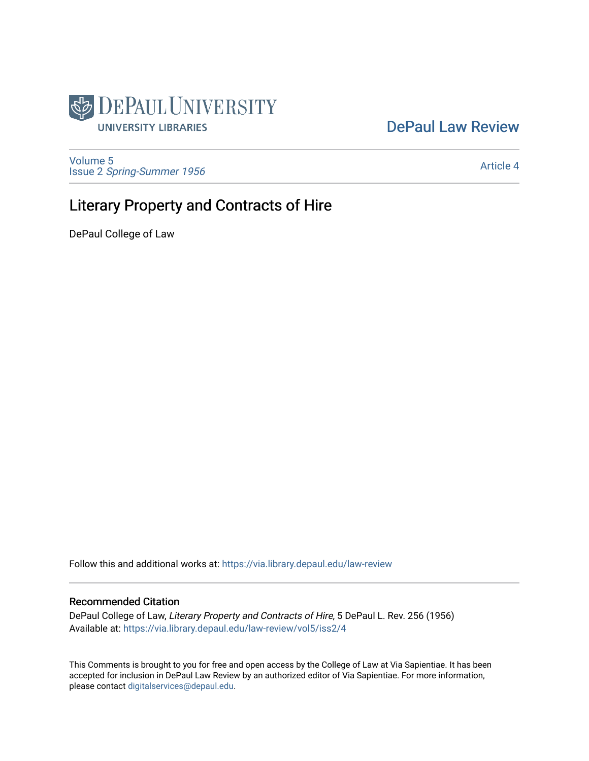DePaul University Libraries

DePaul Law Review

Volume 5
Issue 2 *Spring-Summer 1956*

Article 4

# Literary Property and Contracts of Hire

DePaul College of Law

Follow this and additional works at: https://via.library.depaul.edu/law-review

## Recommended Citation

DePaul College of Law, *Literary Property and Contracts of Hire*, 5 DePaul L. Rev. 256 (1956)
Available at: https://via.library.depaul.edu/law-review/vol5/iss2/4

This Comments is brought to you for free and open access by the College of Law at Via Sapientiae. It has been accepted for inclusion in DePaul Law Review by an authorized editor of Via Sapientiae. For more information, please contact digitalservices@depaul.edu.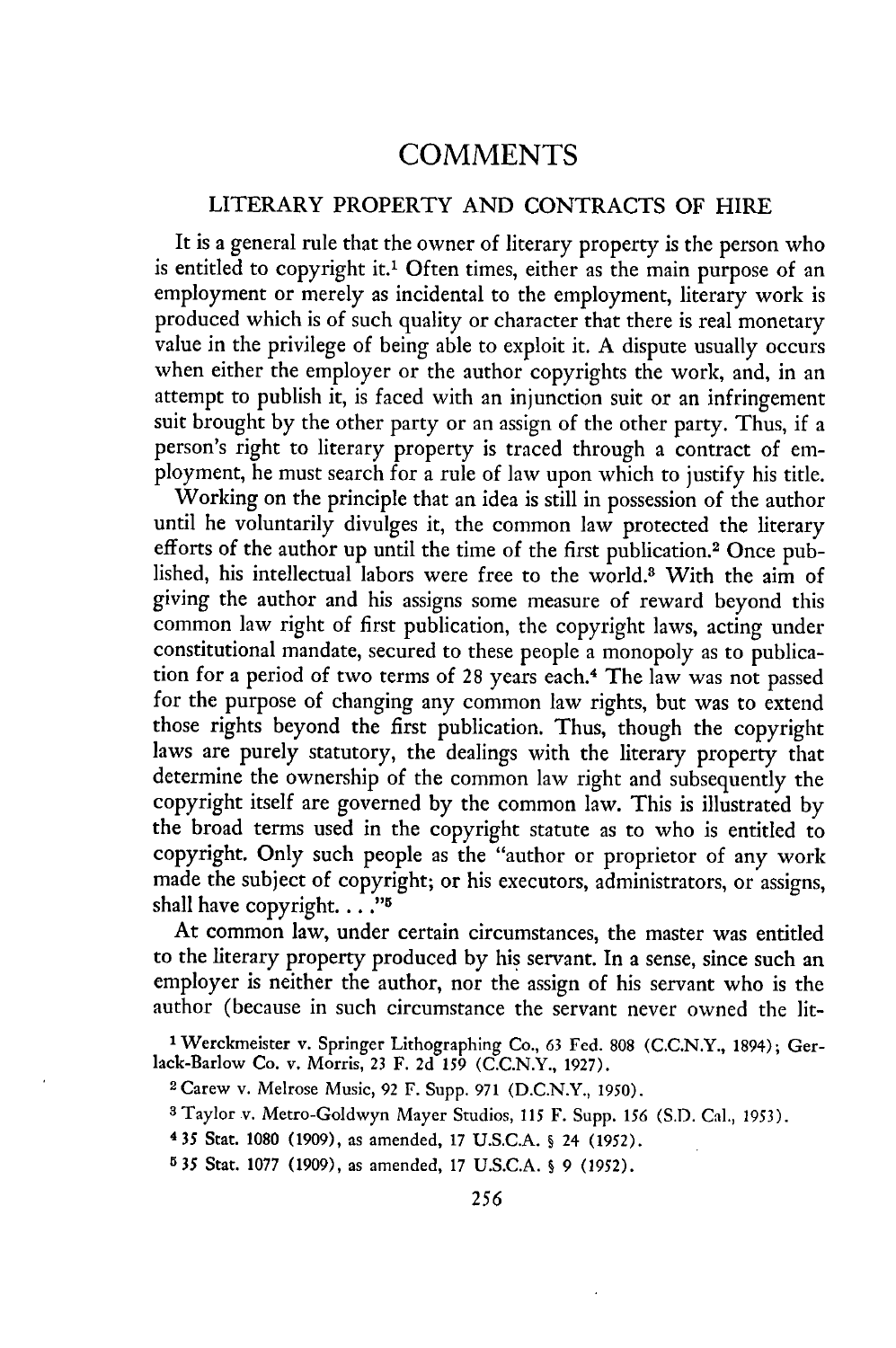# COMMENTS

## LITERARY PROPERTY AND CONTRACTS OF HIRE

It is a general rule that the owner of literary property is the person who is entitled to copyright it.[1] Often times, either as the main purpose of an employment or merely as incidental to the employment, literary work is produced which is of such quality or character that there is real monetary value in the privilege of being able to exploit it. A dispute usually occurs when either the employer or the author copyrights the work, and, in an attempt to publish it, is faced with an injunction suit or an infringement suit brought by the other party or an assign of the other party. Thus, if a person's right to literary property is traced through a contract of employment, he must search for a rule of law upon which to justify his title.

Working on the principle that an idea is still in possession of the author until he voluntarily divulges it, the common law protected the literary efforts of the author up until the time of the first publication.[2] Once published, his intellectual labors were free to the world.[3] With the aim of giving the author and his assigns some measure of reward beyond this common law right of first publication, the copyright laws, acting under constitutional mandate, secured to these people a monopoly as to publication for a period of two terms of 28 years each.[4] The law was not passed for the purpose of changing any common law rights, but was to extend those rights beyond the first publication. Thus, though the copyright laws are purely statutory, the dealings with the literary property that determine the ownership of the common law right and subsequently the copyright itself are governed by the common law. This is illustrated by the broad terms used in the copyright statute as to who is entitled to copyright. Only such people as the "author or proprietor of any work made the subject of copyright; or his executors, administrators, or assigns, shall have copyright. . . ."[5]

At common law, under certain circumstances, the master was entitled to the literary property produced by his servant. In a sense, since such an employer is neither the author, nor the assign of his servant who is the author (because in such circumstance the servant never owned the lit-

[1] Werckmeister v. Springer Lithographing Co., 63 Fed. 808 (C.C.N.Y., 1894); Gerlack-Barlow Co. v. Morris, 23 F. 2d 159 (C.C.N.Y., 1927).

[2] Carew v. Melrose Music, 92 F. Supp. 971 (D.C.N.Y., 1950).

[3] Taylor v. Metro-Goldwyn Mayer Studios, 115 F. Supp. 156 (S.D. Cal., 1953).

[4] 35 Stat. 1080 (1909), as amended, 17 U.S.C.A. § 24 (1952).

[5] 35 Stat. 1077 (1909), as amended, 17 U.S.C.A. § 9 (1952).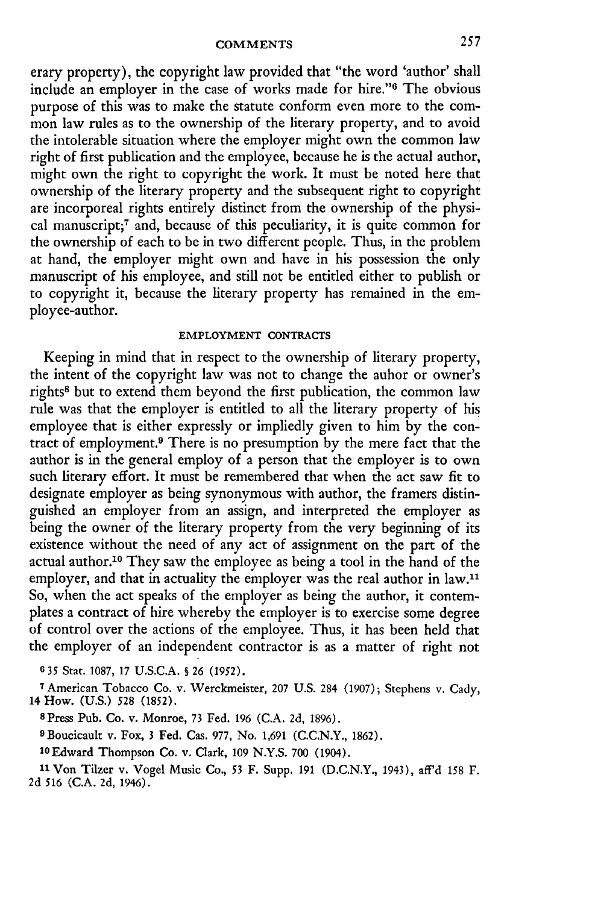erary property), the copyright law provided that "the word 'author' shall include an employer in the case of works made for hire."[6] The obvious purpose of this was to make the statute conform even more to the common law rules as to the ownership of the literary property, and to avoid the intolerable situation where the employer might own the common law right of first publication and the employee, because he is the actual author, might own the right to copyright the work. It must be noted here that ownership of the literary property and the subsequent right to copyright are incorporeal rights entirely distinct from the ownership of the physical manuscript;[7] and, because of this peculiarity, it is quite common for the ownership of each to be in two different people. Thus, in the problem at hand, the employer might own and have in his possession the only manuscript of his employee, and still not be entitled either to publish or to copyright it, because the literary property has remained in the employee-author.

## EMPLOYMENT CONTRACTS

Keeping in mind that in respect to the ownership of literary property, the intent of the copyright law was not to change the auhor or owner's rights[8] but to extend them beyond the first publication, the common law rule was that the employer is entitled to all the literary property of his employee that is either expressly or impliedly given to him by the contract of employment.[9] There is no presumption by the mere fact that the author is in the general employ of a person that the employer is to own such literary effort. It must be remembered that when the act saw fit to designate employer as being synonymous with author, the framers distinguished an employer from an assign, and interpreted the employer as being the owner of the literary property from the very beginning of its existence without the need of any act of assignment on the part of the actual author.[10] They saw the employee as being a tool in the hand of the employer, and that in actuality the employer was the real author in law.[11] So, when the act speaks of the employer as being the author, it contemplates a contract of hire whereby the employer is to exercise some degree of control over the actions of the employee. Thus, it has been held that the employer of an independent contractor is as a matter of right not

[6] 35 Stat. 1087, 17 U.S.C.A. § 26 (1952).

[7] American Tobacco Co. v. Werckmeister, 207 U.S. 284 (1907); Stephens v. Cady, 14 How. (U.S.) 528 (1852).

[8] Press Pub. Co. v. Monroe, 73 Fed. 196 (C.A. 2d, 1896).

[9] Boucicault v. Fox, 3 Fed. Cas. 977, No. 1,691 (C.C.N.Y., 1862).

[10] Edward Thompson Co. v. Clark, 109 N.Y.S. 700 (1904).

[11] Von Tilzer v. Vogel Music Co., 53 F. Supp. 191 (D.C.N.Y., 1943), aff'd 158 F. 2d 516 (C.A. 2d, 1946).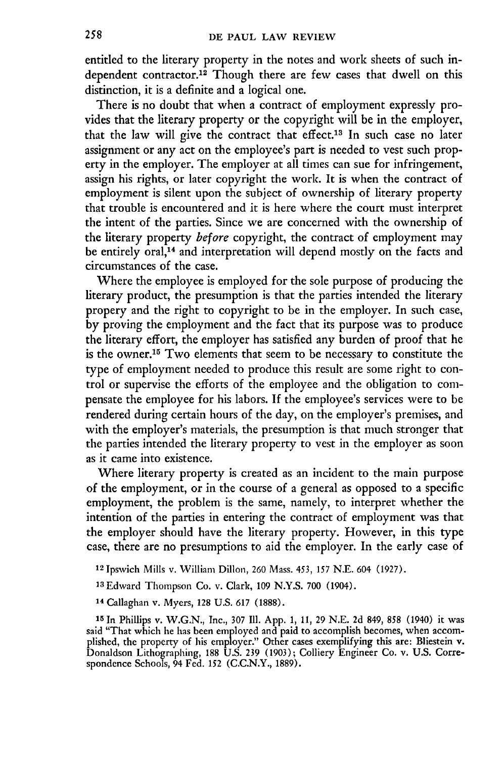entitled to the literary property in the notes and work sheets of such independent contractor.[12] Though there are few cases that dwell on this distinction, it is a definite and a logical one.

There is no doubt that when a contract of employment expressly provides that the literary property or the copyright will be in the employer, that the law will give the contract that effect.[13] In such case no later assignment or any act on the employee's part is needed to vest such property in the employer. The employer at all times can sue for infringement, assign his rights, or later copyright the work. It is when the contract of employment is silent upon the subject of ownership of literary property that trouble is encountered and it is here where the court must interpret the intent of the parties. Since we are concerned with the ownership of the literary property *before* copyright, the contract of employment may be entirely oral,[14] and interpretation will depend mostly on the facts and circumstances of the case.

Where the employee is employed for the sole purpose of producing the literary product, the presumption is that the parties intended the literary propery and the right to copyright to be in the employer. In such case, by proving the employment and the fact that its purpose was to produce the literary effort, the employer has satisfied any burden of proof that he is the owner.[15] Two elements that seem to be necessary to constitute the type of employment needed to produce this result are some right to control or supervise the efforts of the employee and the obligation to compensate the employee for his labors. If the employee's services were to be rendered during certain hours of the day, on the employer's premises, and with the employer's materials, the presumption is that much stronger that the parties intended the literary property to vest in the employer as soon as it came into existence.

Where literary property is created as an incident to the main purpose of the employment, or in the course of a general as opposed to a specific employment, the problem is the same, namely, to interpret whether the intention of the parties in entering the contract of employment was that the employer should have the literary property. However, in this type case, there are no presumptions to aid the employer. In the early case of

[12] Ipswich Mills v. William Dillon, 260 Mass. 453, 157 N.E. 604 (1927).

[13] Edward Thompson Co. v. Clark, 109 N.Y.S. 700 (1904).

[14] Callaghan v. Myers, 128 U.S. 617 (1888).

[15] In Phillips v. W.G.N., Inc., 307 Ill. App. 1, 11, 29 N.E. 2d 849, 858 (1940) it was said "That which he has been employed and paid to accomplish becomes, when accomplished, the property of his employer." Other cases exemplifying this are: Bliestein v. Donaldson Lithographing, 188 U.S. 239 (1903); Colliery Engineer Co. v. U.S. Correspondence Schools, 94 Fed. 152 (C.C.N.Y., 1889).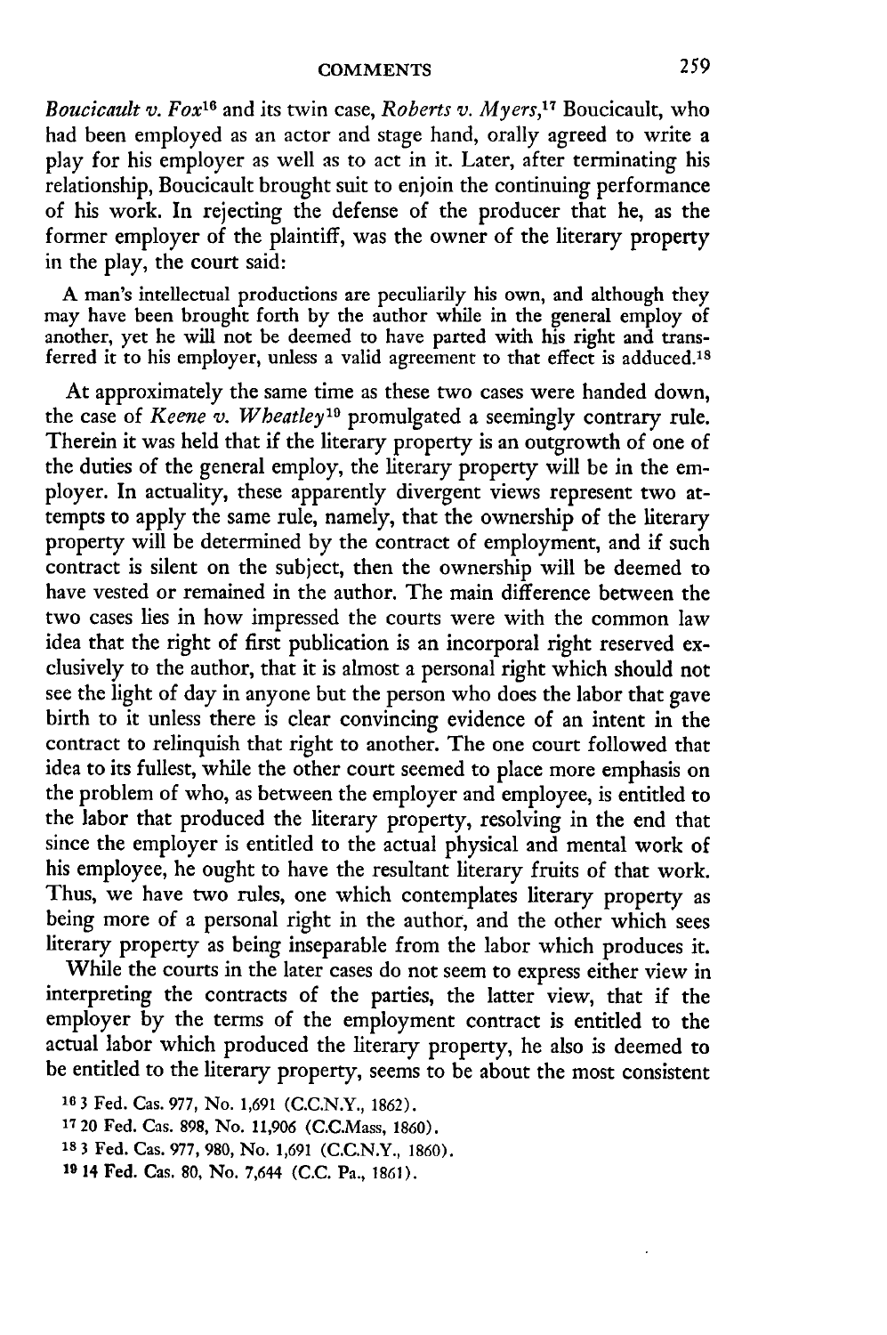*Boucicault v. Fox*[16] and its twin case, *Roberts v. Myers*,[17] Boucicault, who had been employed as an actor and stage hand, orally agreed to write a play for his employer as well as to act in it. Later, after terminating his relationship, Boucicault brought suit to enjoin the continuing performance of his work. In rejecting the defense of the producer that he, as the former employer of the plaintiff, was the owner of the literary property in the play, the court said:

> A man's intellectual productions are peculiarily his own, and although they may have been brought forth by the author while in the general employ of another, yet he will not be deemed to have parted with his right and transferred it to his employer, unless a valid agreement to that effect is adduced.[18]

At approximately the same time as these two cases were handed down, the case of *Keene v. Wheatley*[19] promulgated a seemingly contrary rule. Therein it was held that if the literary property is an outgrowth of one of the duties of the general employ, the literary property will be in the employer. In actuality, these apparently divergent views represent two attempts to apply the same rule, namely, that the ownership of the literary property will be determined by the contract of employment, and if such contract is silent on the subject, then the ownership will be deemed to have vested or remained in the author. The main difference between the two cases lies in how impressed the courts were with the common law idea that the right of first publication is an incorporal right reserved exclusively to the author, that it is almost a personal right which should not see the light of day in anyone but the person who does the labor that gave birth to it unless there is clear convincing evidence of an intent in the contract to relinquish that right to another. The one court followed that idea to its fullest, while the other court seemed to place more emphasis on the problem of who, as between the employer and employee, is entitled to the labor that produced the literary property, resolving in the end that since the employer is entitled to the actual physical and mental work of his employee, he ought to have the resultant literary fruits of that work. Thus, we have two rules, one which contemplates literary property as being more of a personal right in the author, and the other which sees literary property as being inseparable from the labor which produces it.

While the courts in the later cases do not seem to express either view in interpreting the contracts of the parties, the latter view, that if the employer by the terms of the employment contract is entitled to the actual labor which produced the literary property, he also is deemed to be entitled to the literary property, seems to be about the most consistent

[16] 3 Fed. Cas. 977, No. 1,691 (C.C.N.Y., 1862).

[17] 20 Fed. Cas. 898, No. 11,906 (C.C.Mass, 1860).

[18] 3 Fed. Cas. 977, 980, No. 1,691 (C.C.N.Y., 1860).

[19] 14 Fed. Cas. 80, No. 7,644 (C.C. Pa., 1861).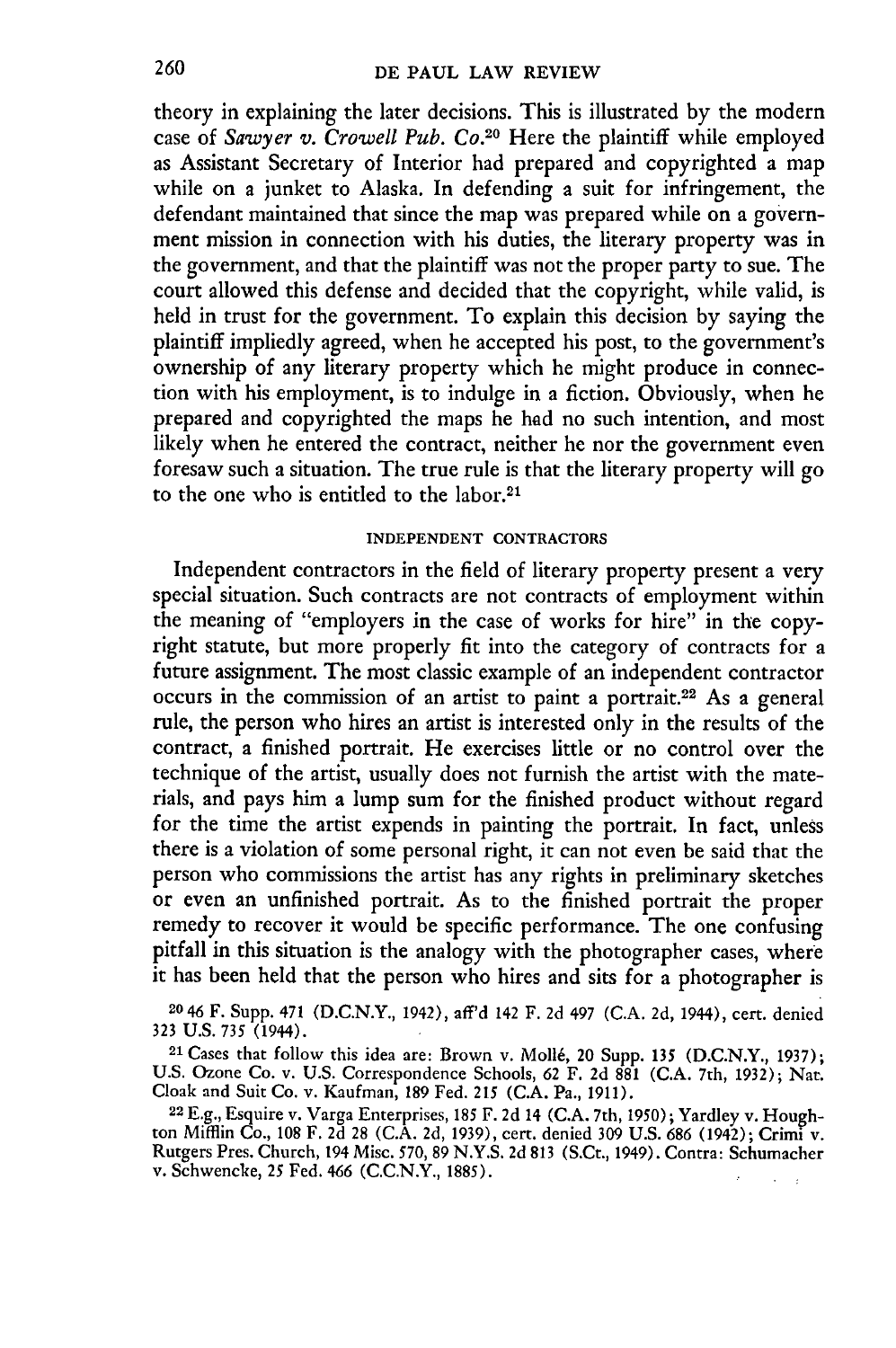theory in explaining the later decisions. This is illustrated by the modern case of *Sawyer v. Crowell Pub. Co.*[20] Here the plaintiff while employed as Assistant Secretary of Interior had prepared and copyrighted a map while on a junket to Alaska. In defending a suit for infringement, the defendant maintained that since the map was prepared while on a government mission in connection with his duties, the literary property was in the government, and that the plaintiff was not the proper party to sue. The court allowed this defense and decided that the copyright, while valid, is held in trust for the government. To explain this decision by saying the plaintiff impliedly agreed, when he accepted his post, to the government's ownership of any literary property which he might produce in connection with his employment, is to indulge in a fiction. Obviously, when he prepared and copyrighted the maps he had no such intention, and most likely when he entered the contract, neither he nor the government even foresaw such a situation. The true rule is that the literary property will go to the one who is entitled to the labor.[21]

## INDEPENDENT CONTRACTORS

Independent contractors in the field of literary property present a very special situation. Such contracts are not contracts of employment within the meaning of "employers in the case of works for hire" in the copyright statute, but more properly fit into the category of contracts for a future assignment. The most classic example of an independent contractor occurs in the commission of an artist to paint a portrait.[22] As a general rule, the person who hires an artist is interested only in the results of the contract, a finished portrait. He exercises little or no control over the technique of the artist, usually does not furnish the artist with the materials, and pays him a lump sum for the finished product without regard for the time the artist expends in painting the portrait. In fact, unless there is a violation of some personal right, it can not even be said that the person who commissions the artist has any rights in preliminary sketches or even an unfinished portrait. As to the finished portrait the proper remedy to recover it would be specific performance. The one confusing pitfall in this situation is the analogy with the photographer cases, where it has been held that the person who hires and sits for a photographer is

[20] 46 F. Supp. 471 (D.C.N.Y., 1942), aff'd 142 F. 2d 497 (C.A. 2d, 1944), cert. denied 323 U.S. 735 (1944).

[21] Cases that follow this idea are: Brown v. Mollé, 20 Supp. 135 (D.C.N.Y., 1937); U.S. Ozone Co. v. U.S. Correspondence Schools, 62 F. 2d 881 (C.A. 7th, 1932); Nat. Cloak and Suit Co. v. Kaufman, 189 Fed. 215 (C.A. Pa., 1911).

[22] E.g., Esquire v. Varga Enterprises, 185 F. 2d 14 (C.A. 7th, 1950); Yardley v. Houghton Mifflin Co., 108 F. 2d 28 (C.A. 2d, 1939), cert. denied 309 U.S. 686 (1942); Crimi v. Rutgers Pres. Church, 194 Misc. 570, 89 N.Y.S. 2d 813 (S.Ct., 1949). Contra: Schumacher v. Schwencke, 25 Fed. 466 (C.C.N.Y., 1885).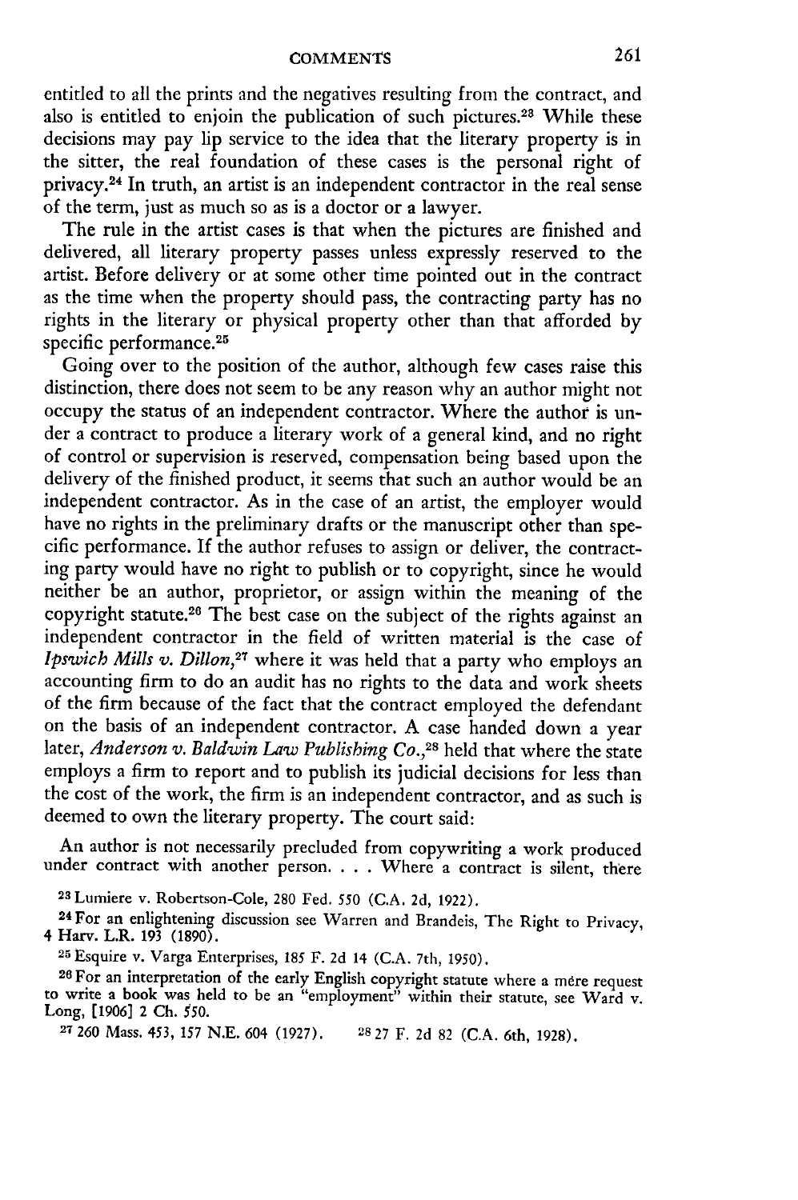entitled to all the prints and the negatives resulting from the contract, and also is entitled to enjoin the publication of such pictures.[23] While these decisions may pay lip service to the idea that the literary property is in the sitter, the real foundation of these cases is the personal right of privacy.[24] In truth, an artist is an independent contractor in the real sense of the term, just as much so as is a doctor or a lawyer.

The rule in the artist cases is that when the pictures are finished and delivered, all literary property passes unless expressly reserved to the artist. Before delivery or at some other time pointed out in the contract as the time when the property should pass, the contracting party has no rights in the literary or physical property other than that afforded by specific performance.[25]

Going over to the position of the author, although few cases raise this distinction, there does not seem to be any reason why an author might not occupy the status of an independent contractor. Where the author is under a contract to produce a literary work of a general kind, and no right of control or supervision is reserved, compensation being based upon the delivery of the finished product, it seems that such an author would be an independent contractor. As in the case of an artist, the employer would have no rights in the preliminary drafts or the manuscript other than specific performance. If the author refuses to assign or deliver, the contracting party would have no right to publish or to copyright, since he would neither be an author, proprietor, or assign within the meaning of the copyright statute.[26] The best case on the subject of the rights against an independent contractor in the field of written material is the case of *Ipswich Mills v. Dillon*,[27] where it was held that a party who employs an accounting firm to do an audit has no rights to the data and work sheets of the firm because of the fact that the contract employed the defendant on the basis of an independent contractor. A case handed down a year later, *Anderson v. Baldwin Law Publishing Co.*,[28] held that where the state employs a firm to report and to publish its judicial decisions for less than the cost of the work, the firm is an independent contractor, and as such is deemed to own the literary property. The court said:

> An author is not necessarily precluded from copywriting a work produced under contract with another person. . . . Where a contract is silent, there

[23] Lumiere v. Robertson-Cole, 280 Fed. 550 (C.A. 2d, 1922).

[24] For an enlightening discussion see Warren and Brandeis, The Right to Privacy, 4 Harv. L.R. 193 (1890).

[25] Esquire v. Varga Enterprises, 185 F. 2d 14 (C.A. 7th, 1950).

[26] For an interpretation of the early English copyright statute where a mere request to write a book was held to be an "employment" within their statute, see Ward v. Long, [1906] 2 Ch. 550.

[27] 260 Mass. 453, 157 N.E. 604 (1927).

[28] 27 F. 2d 82 (C.A. 6th, 1928).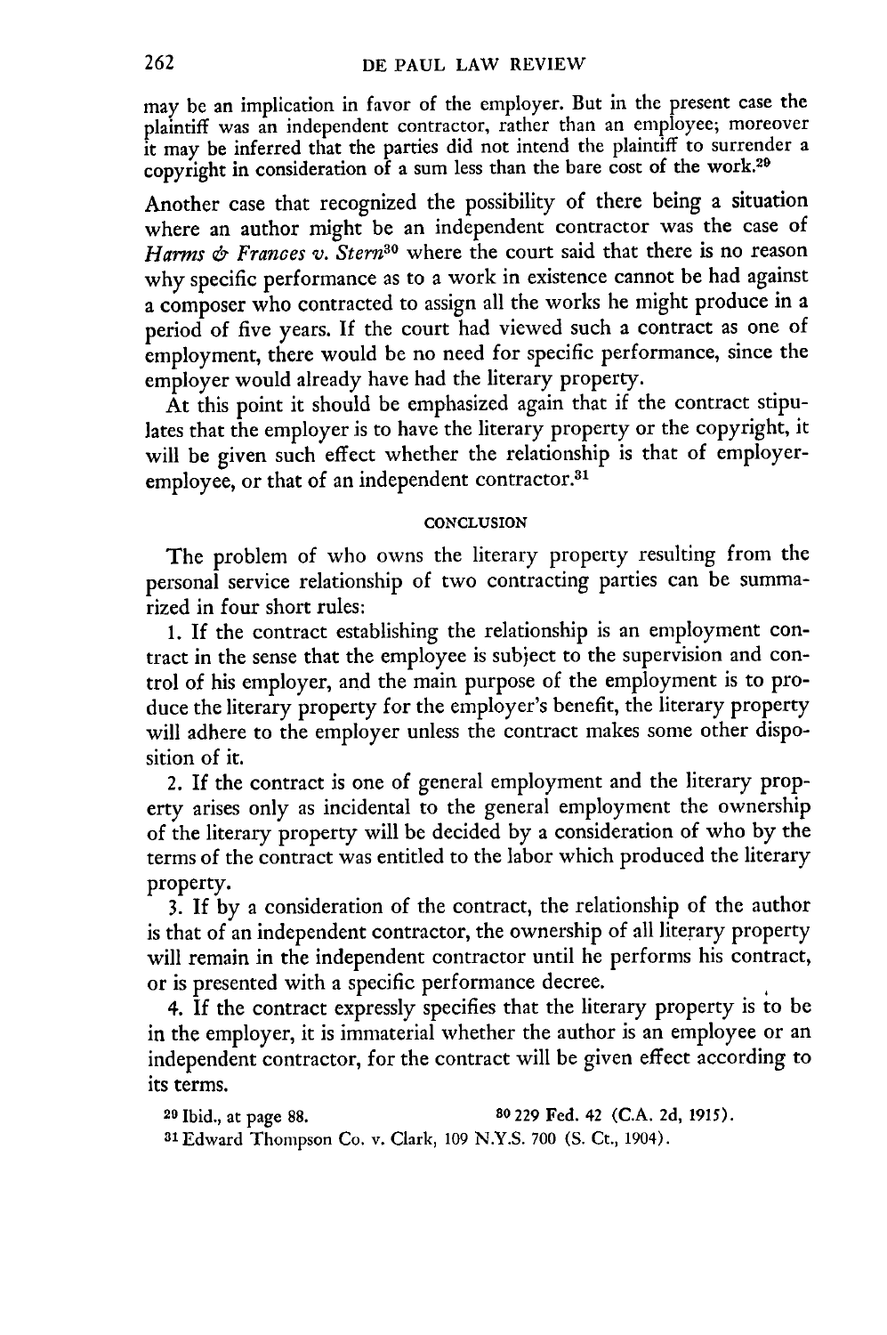may be an implication in favor of the employer. But in the present case the plaintiff was an independent contractor, rather than an employee; moreover it may be inferred that the parties did not intend the plaintiff to surrender a copyright in consideration of a sum less than the bare cost of the work.[29]

Another case that recognized the possibility of there being a situation where an author might be an independent contractor was the case of *Harms & Frances v. Stern*[30] where the court said that there is no reason why specific performance as to a work in existence cannot be had against a composer who contracted to assign all the works he might produce in a period of five years. If the court had viewed such a contract as one of employment, there would be no need for specific performance, since the employer would already have had the literary property.

At this point it should be emphasized again that if the contract stipulates that the employer is to have the literary property or the copyright, it will be given such effect whether the relationship is that of employer-employee, or that of an independent contractor.[31]

## CONCLUSION

The problem of who owns the literary property resulting from the personal service relationship of two contracting parties can be summarized in four short rules:

1. If the contract establishing the relationship is an employment contract in the sense that the employee is subject to the supervision and control of his employer, and the main purpose of the employment is to produce the literary property for the employer's benefit, the literary property will adhere to the employer unless the contract makes some other disposition of it.

2. If the contract is one of general employment and the literary property arises only as incidental to the general employment the ownership of the literary property will be decided by a consideration of who by the terms of the contract was entitled to the labor which produced the literary property.

3. If by a consideration of the contract, the relationship of the author is that of an independent contractor, the ownership of all literary property will remain in the independent contractor until he performs his contract, or is presented with a specific performance decree.

4. If the contract expressly specifies that the literary property is to be in the employer, it is immaterial whether the author is an employee or an independent contractor, for the contract will be given effect according to its terms.

[29] Ibid., at page 88.

[30] 229 Fed. 42 (C.A. 2d, 1915).

[31] Edward Thompson Co. v. Clark, 109 N.Y.S. 700 (S. Ct., 1904).